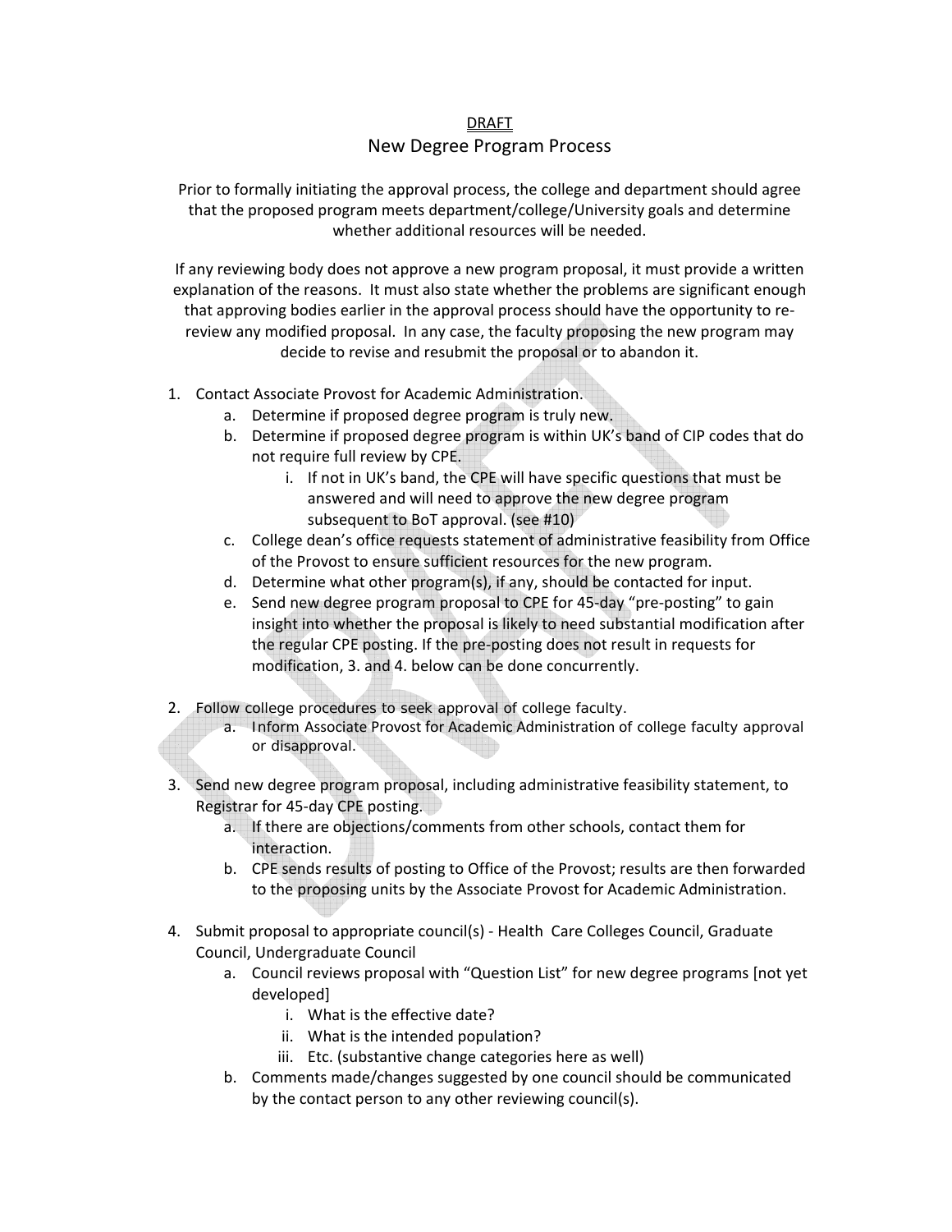DRAFT

# New Degree Program Process

Prior to formally initiating the approval process, the college and department should agree that the proposed program meets department/college/University goals and determine whether additional resources will be needed.

If any reviewing body does not approve a new program proposal, it must provide a written explanation of the reasons. It must also state whether the problems are significant enough that approving bodies earlier in the approval process should have the opportunity to re-review any modified proposal. In any case, the faculty proposing the new program may decide to revise and resubmit the proposal or to abandon it.

1. Contact Associate Provost for Academic Administration.
   a. Determine if proposed degree program is truly new.
   b. Determine if proposed degree program is within UK's band of CIP codes that do not require full review by CPE.
      i. If not in UK's band, the CPE will have specific questions that must be answered and will need to approve the new degree program subsequent to BoT approval. (see #10)
   c. College dean's office requests statement of administrative feasibility from Office of the Provost to ensure sufficient resources for the new program.
   d. Determine what other program(s), if any, should be contacted for input.
   e. Send new degree program proposal to CPE for 45-day "pre-posting" to gain insight into whether the proposal is likely to need substantial modification after the regular CPE posting. If the pre-posting does not result in requests for modification, 3. and 4. below can be done concurrently.

2. Follow college procedures to seek approval of college faculty.
   a. Inform Associate Provost for Academic Administration of college faculty approval or disapproval.

3. Send new degree program proposal, including administrative feasibility statement, to Registrar for 45-day CPE posting.
   a. If there are objections/comments from other schools, contact them for interaction.
   b. CPE sends results of posting to Office of the Provost; results are then forwarded to the proposing units by the Associate Provost for Academic Administration.

4. Submit proposal to appropriate council(s) - Health Care Colleges Council, Graduate Council, Undergraduate Council
   a. Council reviews proposal with "Question List" for new degree programs [not yet developed]
      i. What is the effective date?
      ii. What is the intended population?
      iii. Etc. (substantive change categories here as well)
   b. Comments made/changes suggested by one council should be communicated by the contact person to any other reviewing council(s).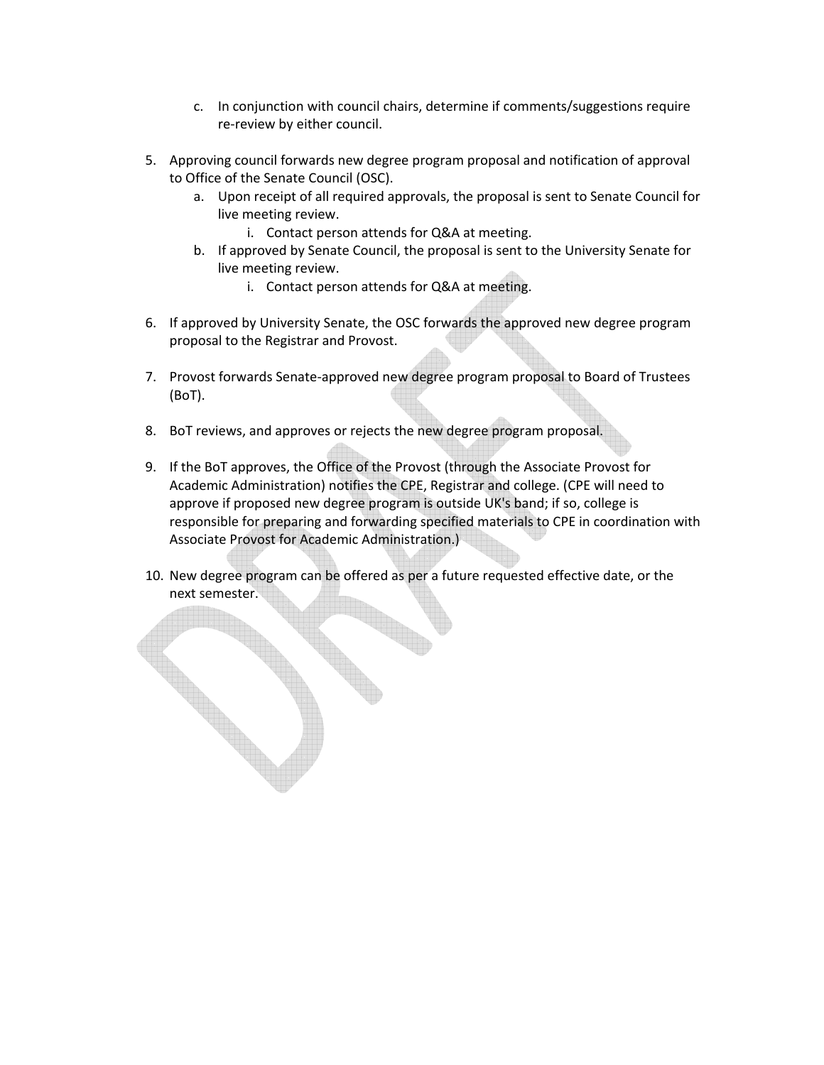c. In conjunction with council chairs, determine if comments/suggestions require re-review by either council.

5. Approving council forwards new degree program proposal and notification of approval to Office of the Senate Council (OSC).
   a. Upon receipt of all required approvals, the proposal is sent to Senate Council for live meeting review.
      i. Contact person attends for Q&A at meeting.
   b. If approved by Senate Council, the proposal is sent to the University Senate for live meeting review.
      i. Contact person attends for Q&A at meeting.

6. If approved by University Senate, the OSC forwards the approved new degree program proposal to the Registrar and Provost.

7. Provost forwards Senate-approved new degree program proposal to Board of Trustees (BoT).

8. BoT reviews, and approves or rejects the new degree program proposal.

9. If the BoT approves, the Office of the Provost (through the Associate Provost for Academic Administration) notifies the CPE, Registrar and college. (CPE will need to approve if proposed new degree program is outside UK's band; if so, college is responsible for preparing and forwarding specified materials to CPE in coordination with Associate Provost for Academic Administration.)

10. New degree program can be offered as per a future requested effective date, or the next semester.